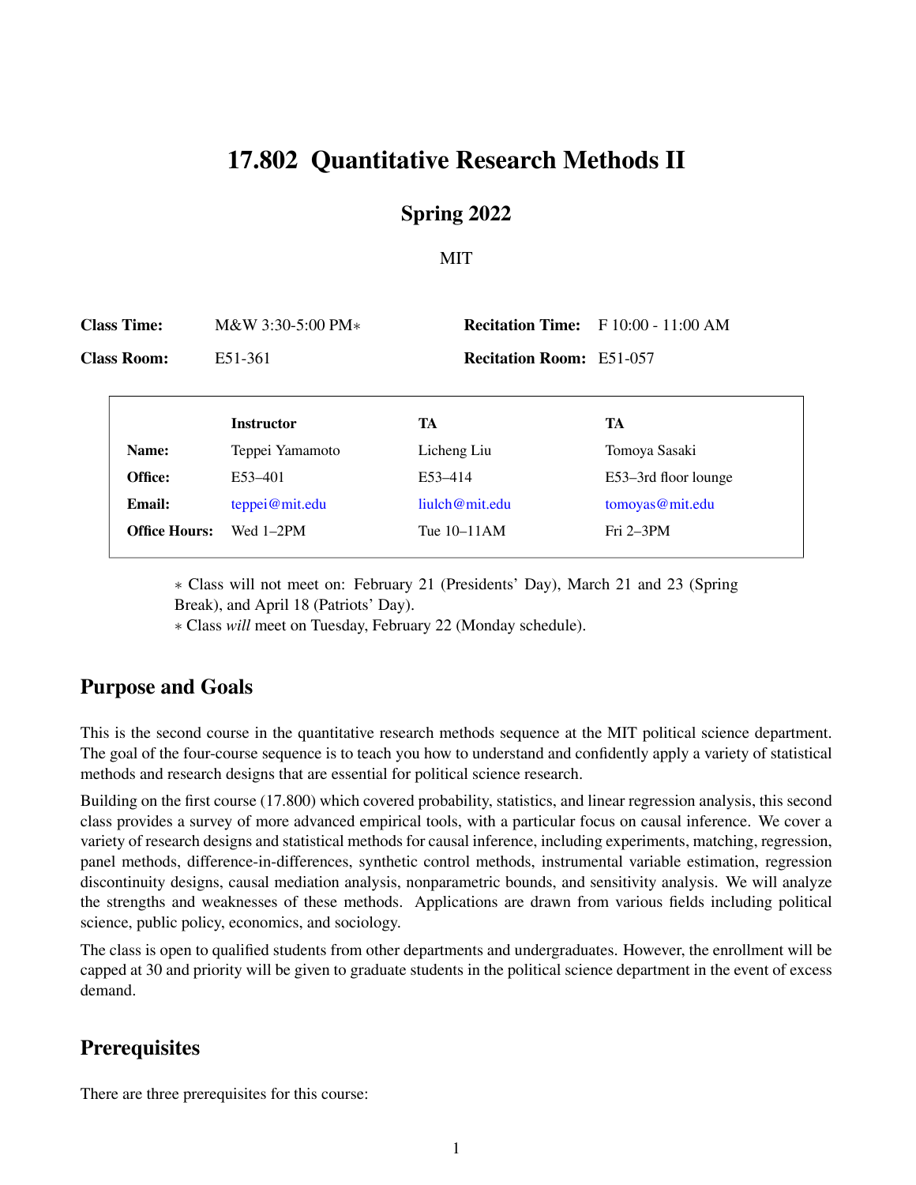# 17.802 Quantitative Research Methods II

## Spring 2022

MIT

| | | | |
|---|---|---|---|
| **Class Time:** | M&W 3:30-5:00 PM∗ | **Recitation Time:** | F 10:00 - 11:00 AM |
| **Class Room:** | E51-361 | **Recitation Room:** | E51-057 |

| | **Instructor** | **TA** | **TA** |
|---|---|---|---|
| **Name:** | Teppei Yamamoto | Licheng Liu | Tomoya Sasaki |
| **Office:** | E53–401 | E53–414 | E53–3rd floor lounge |
| **Email:** | teppei@mit.edu | liulch@mit.edu | tomoyas@mit.edu |
| **Office Hours:** | Wed 1–2PM | Tue 10–11AM | Fri 2–3PM |

∗ Class will not meet on: February 21 (Presidents' Day), March 21 and 23 (Spring Break), and April 18 (Patriots' Day).
∗ Class *will* meet on Tuesday, February 22 (Monday schedule).

## Purpose and Goals

This is the second course in the quantitative research methods sequence at the MIT political science department. The goal of the four-course sequence is to teach you how to understand and confidently apply a variety of statistical methods and research designs that are essential for political science research.

Building on the first course (17.800) which covered probability, statistics, and linear regression analysis, this second class provides a survey of more advanced empirical tools, with a particular focus on causal inference. We cover a variety of research designs and statistical methods for causal inference, including experiments, matching, regression, panel methods, difference-in-differences, synthetic control methods, instrumental variable estimation, regression discontinuity designs, causal mediation analysis, nonparametric bounds, and sensitivity analysis. We will analyze the strengths and weaknesses of these methods. Applications are drawn from various fields including political science, public policy, economics, and sociology.

The class is open to qualified students from other departments and undergraduates. However, the enrollment will be capped at 30 and priority will be given to graduate students in the political science department in the event of excess demand.

## Prerequisites

There are three prerequisites for this course: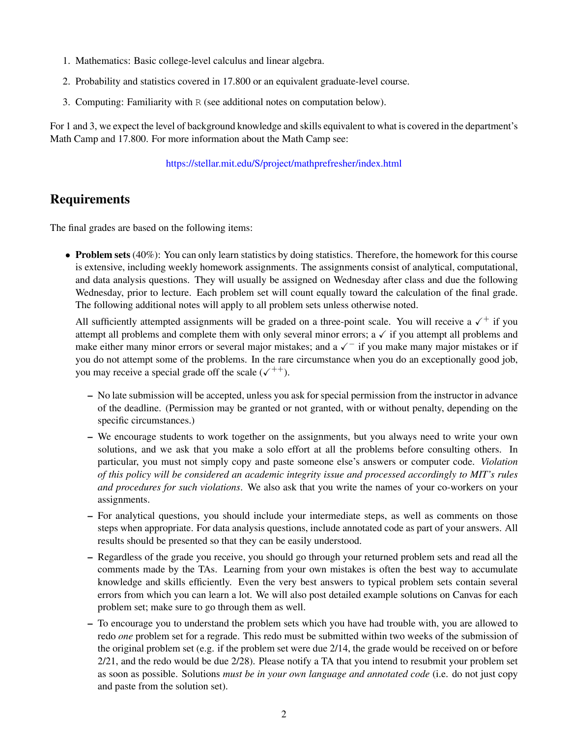1. Mathematics: Basic college-level calculus and linear algebra.
2. Probability and statistics covered in 17.800 or an equivalent graduate-level course.
3. Computing: Familiarity with `R` (see additional notes on computation below).

For 1 and 3, we expect the level of background knowledge and skills equivalent to what is covered in the department's Math Camp and 17.800. For more information about the Math Camp see:

https://stellar.mit.edu/S/project/mathprefresher/index.html

## Requirements

The final grades are based on the following items:

- **Problem sets** (40%): You can only learn statistics by doing statistics. Therefore, the homework for this course is extensive, including weekly homework assignments. The assignments consist of analytical, computational, and data analysis questions. They will usually be assigned on Wednesday after class and due the following Wednesday, prior to lecture. Each problem set will count equally toward the calculation of the final grade. The following additional notes will apply to all problem sets unless otherwise noted.

  All sufficiently attempted assignments will be graded on a three-point scale. You will receive a $\checkmark^{+}$ if you attempt all problems and complete them with only several minor errors; a $\checkmark$ if you attempt all problems and make either many minor errors or several major mistakes; and a $\checkmark^{-}$ if you make many major mistakes or if you do not attempt some of the problems. In the rare circumstance when you do an exceptionally good job, you may receive a special grade off the scale ($\checkmark^{++}$).

  - No late submission will be accepted, unless you ask for special permission from the instructor in advance of the deadline. (Permission may be granted or not granted, with or without penalty, depending on the specific circumstances.)
  - We encourage students to work together on the assignments, but you always need to write your own solutions, and we ask that you make a solo effort at all the problems before consulting others. In particular, you must not simply copy and paste someone else's answers or computer code. *Violation of this policy will be considered an academic integrity issue and processed accordingly to MIT's rules and procedures for such violations*. We also ask that you write the names of your co-workers on your assignments.
  - For analytical questions, you should include your intermediate steps, as well as comments on those steps when appropriate. For data analysis questions, include annotated code as part of your answers. All results should be presented so that they can be easily understood.
  - Regardless of the grade you receive, you should go through your returned problem sets and read all the comments made by the TAs. Learning from your own mistakes is often the best way to accumulate knowledge and skills efficiently. Even the very best answers to typical problem sets contain several errors from which you can learn a lot. We will also post detailed example solutions on Canvas for each problem set; make sure to go through them as well.
  - To encourage you to understand the problem sets which you have had trouble with, you are allowed to redo *one* problem set for a regrade. This redo must be submitted within two weeks of the submission of the original problem set (e.g. if the problem set were due 2/14, the grade would be received on or before 2/21, and the redo would be due 2/28). Please notify a TA that you intend to resubmit your problem set as soon as possible. Solutions *must be in your own language and annotated code* (i.e. do not just copy and paste from the solution set).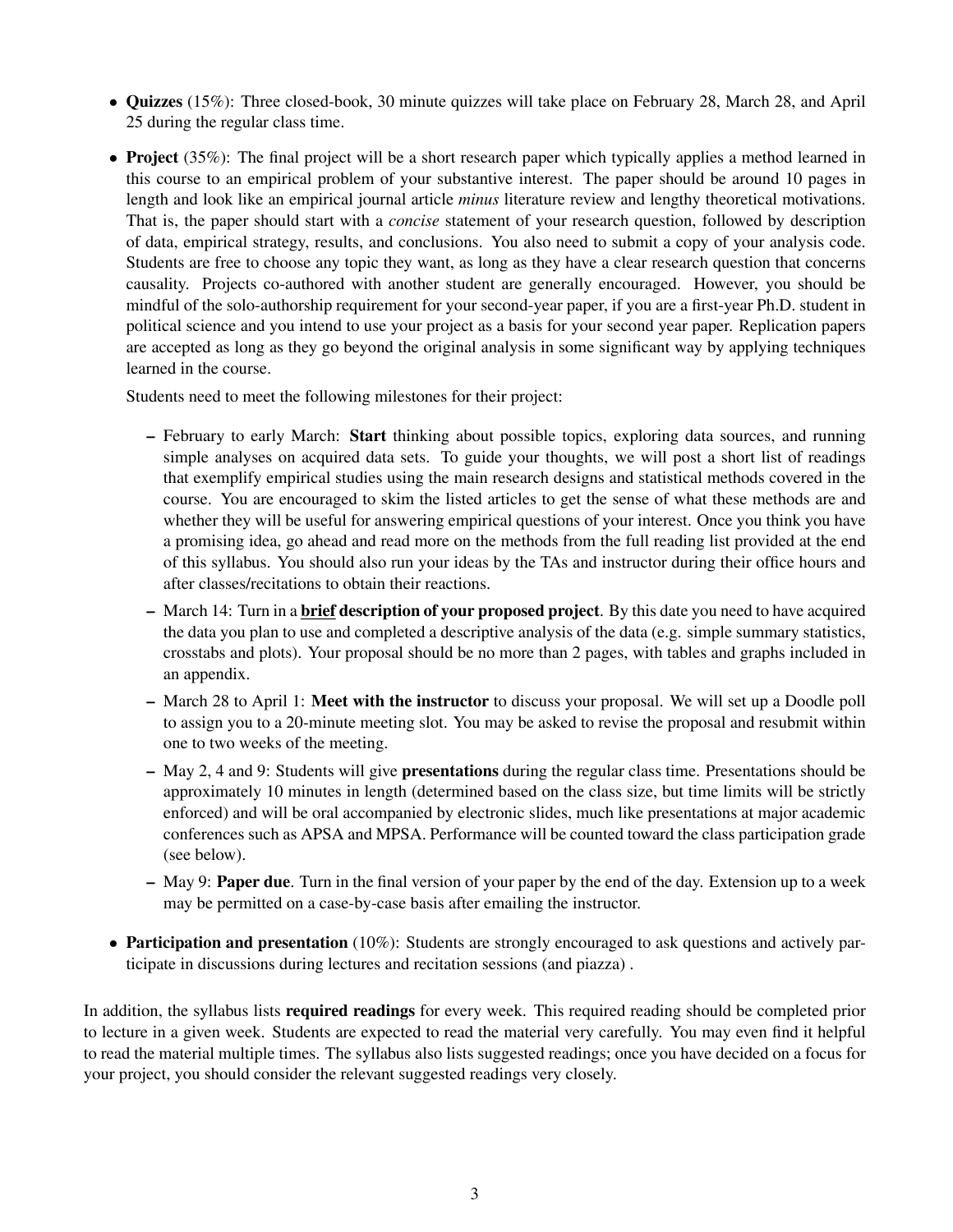- **Quizzes** (15%): Three closed-book, 30 minute quizzes will take place on February 28, March 28, and April 25 during the regular class time.
- **Project** (35%): The final project will be a short research paper which typically applies a method learned in this course to an empirical problem of your substantive interest. The paper should be around 10 pages in length and look like an empirical journal article *minus* literature review and lengthy theoretical motivations. That is, the paper should start with a *concise* statement of your research question, followed by description of data, empirical strategy, results, and conclusions. You also need to submit a copy of your analysis code. Students are free to choose any topic they want, as long as they have a clear research question that concerns causality. Projects co-authored with another student are generally encouraged. However, you should be mindful of the solo-authorship requirement for your second-year paper, if you are a first-year Ph.D. student in political science and you intend to use your project as a basis for your second year paper. Replication papers are accepted as long as they go beyond the original analysis in some significant way by applying techniques learned in the course.

  Students need to meet the following milestones for their project:

  - February to early March: **Start** thinking about possible topics, exploring data sources, and running simple analyses on acquired data sets. To guide your thoughts, we will post a short list of readings that exemplify empirical studies using the main research designs and statistical methods covered in the course. You are encouraged to skim the listed articles to get the sense of what these methods are and whether they will be useful for answering empirical questions of your interest. Once you think you have a promising idea, go ahead and read more on the methods from the full reading list provided at the end of this syllabus. You should also run your ideas by the TAs and instructor during their office hours and after classes/recitations to obtain their reactions.
  - March 14: Turn in a <u>**brief**</u> **description of your proposed project**. By this date you need to have acquired the data you plan to use and completed a descriptive analysis of the data (e.g. simple summary statistics, crosstabs and plots). Your proposal should be no more than 2 pages, with tables and graphs included in an appendix.
  - March 28 to April 1: **Meet with the instructor** to discuss your proposal. We will set up a Doodle poll to assign you to a 20-minute meeting slot. You may be asked to revise the proposal and resubmit within one to two weeks of the meeting.
  - May 2, 4 and 9: Students will give **presentations** during the regular class time. Presentations should be approximately 10 minutes in length (determined based on the class size, but time limits will be strictly enforced) and will be oral accompanied by electronic slides, much like presentations at major academic conferences such as APSA and MPSA. Performance will be counted toward the class participation grade (see below).
  - May 9: **Paper due**. Turn in the final version of your paper by the end of the day. Extension up to a week may be permitted on a case-by-case basis after emailing the instructor.
- **Participation and presentation** (10%): Students are strongly encouraged to ask questions and actively participate in discussions during lectures and recitation sessions (and piazza) .

In addition, the syllabus lists **required readings** for every week. This required reading should be completed prior to lecture in a given week. Students are expected to read the material very carefully. You may even find it helpful to read the material multiple times. The syllabus also lists suggested readings; once you have decided on a focus for your project, you should consider the relevant suggested readings very closely.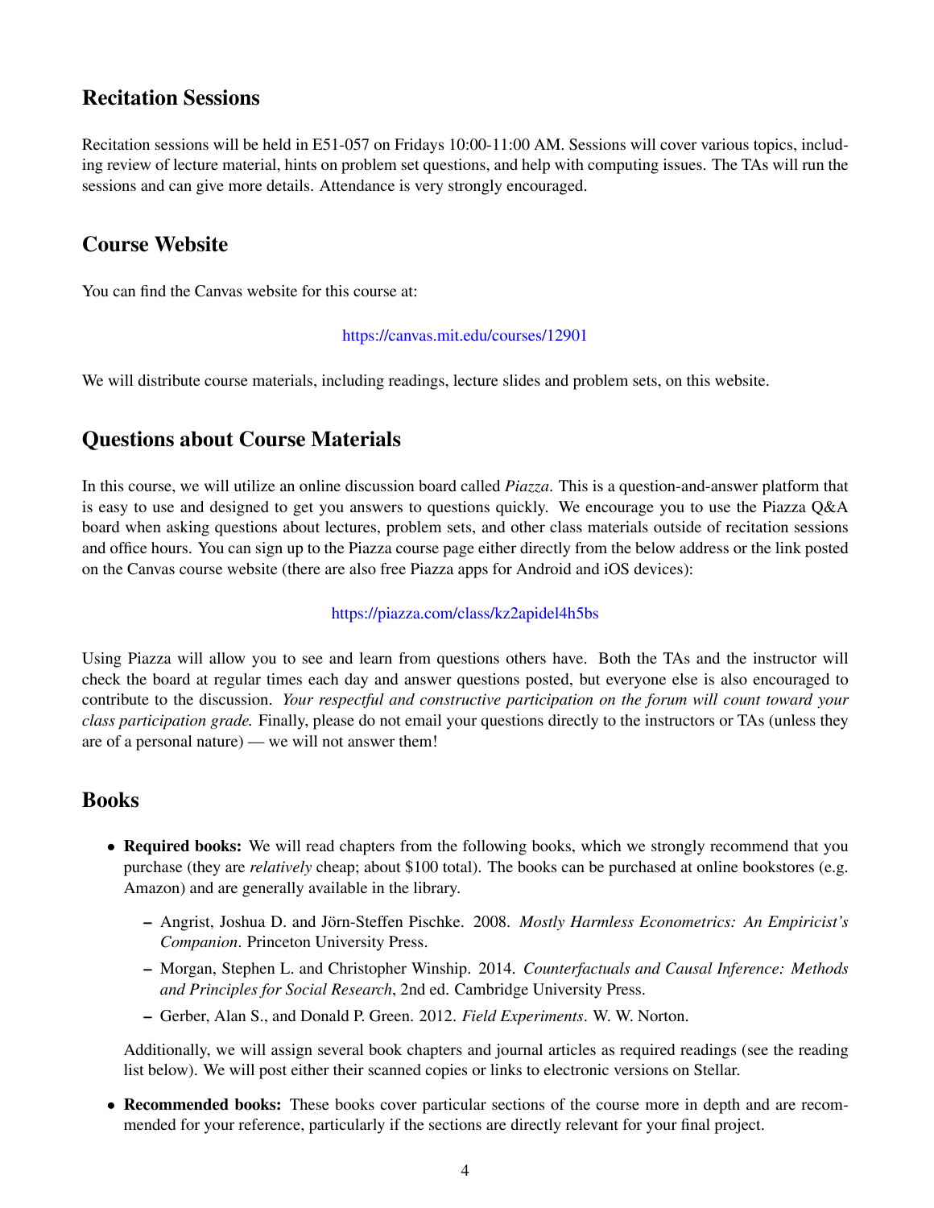## Recitation Sessions

Recitation sessions will be held in E51-057 on Fridays 10:00-11:00 AM. Sessions will cover various topics, including review of lecture material, hints on problem set questions, and help with computing issues. The TAs will run the sessions and can give more details. Attendance is very strongly encouraged.

## Course Website

You can find the Canvas website for this course at:

https://canvas.mit.edu/courses/12901

We will distribute course materials, including readings, lecture slides and problem sets, on this website.

## Questions about Course Materials

In this course, we will utilize an online discussion board called *Piazza*. This is a question-and-answer platform that is easy to use and designed to get you answers to questions quickly. We encourage you to use the Piazza Q&A board when asking questions about lectures, problem sets, and other class materials outside of recitation sessions and office hours. You can sign up to the Piazza course page either directly from the below address or the link posted on the Canvas course website (there are also free Piazza apps for Android and iOS devices):

https://piazza.com/class/kz2apidel4h5bs

Using Piazza will allow you to see and learn from questions others have. Both the TAs and the instructor will check the board at regular times each day and answer questions posted, but everyone else is also encouraged to contribute to the discussion. *Your respectful and constructive participation on the forum will count toward your class participation grade.* Finally, please do not email your questions directly to the instructors or TAs (unless they are of a personal nature) — we will not answer them!

## Books

- **Required books:** We will read chapters from the following books, which we strongly recommend that you purchase (they are *relatively* cheap; about $100 total). The books can be purchased at online bookstores (e.g. Amazon) and are generally available in the library.
  - Angrist, Joshua D. and Jörn-Steffen Pischke. 2008. *Mostly Harmless Econometrics: An Empiricist's Companion*. Princeton University Press.
  - Morgan, Stephen L. and Christopher Winship. 2014. *Counterfactuals and Causal Inference: Methods and Principles for Social Research*, 2nd ed. Cambridge University Press.
  - Gerber, Alan S., and Donald P. Green. 2012. *Field Experiments*. W. W. Norton.

  Additionally, we will assign several book chapters and journal articles as required readings (see the reading list below). We will post either their scanned copies or links to electronic versions on Stellar.

- **Recommended books:** These books cover particular sections of the course more in depth and are recommended for your reference, particularly if the sections are directly relevant for your final project.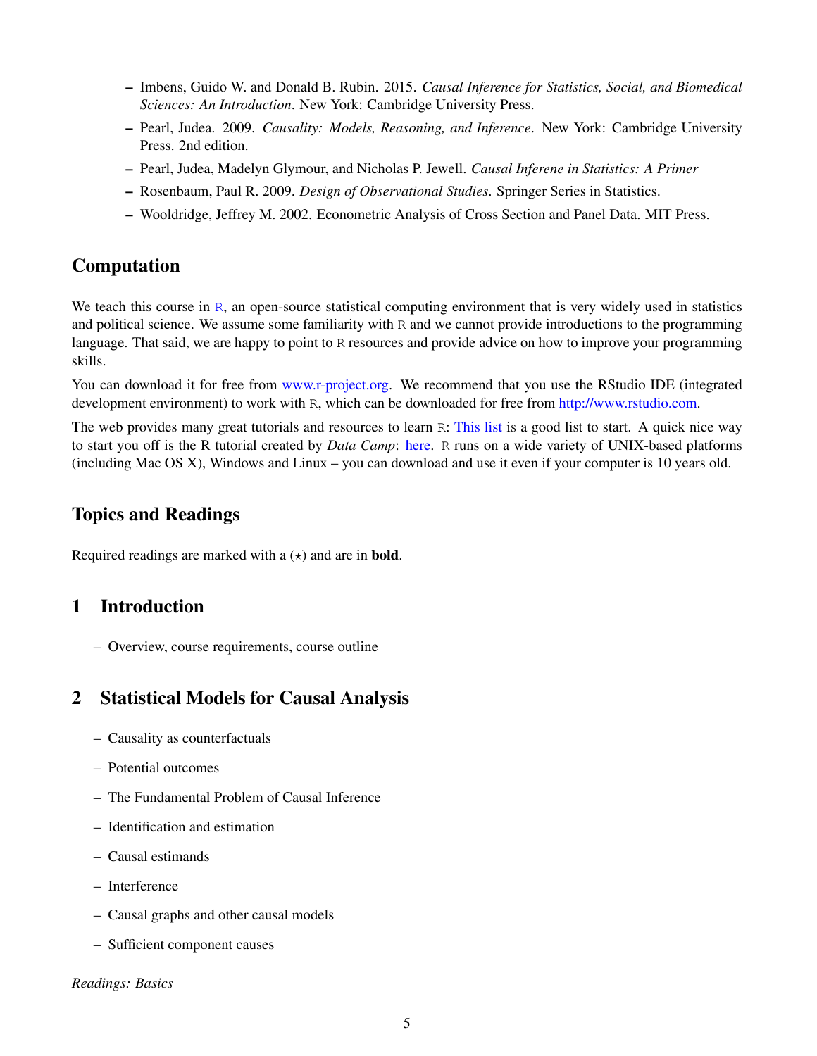- Imbens, Guido W. and Donald B. Rubin. 2015. *Causal Inference for Statistics, Social, and Biomedical Sciences: An Introduction*. New York: Cambridge University Press.
- Pearl, Judea. 2009. *Causality: Models, Reasoning, and Inference*. New York: Cambridge University Press. 2nd edition.
- Pearl, Judea, Madelyn Glymour, and Nicholas P. Jewell. *Causal Inferene in Statistics: A Primer*
- Rosenbaum, Paul R. 2009. *Design of Observational Studies*. Springer Series in Statistics.
- Wooldridge, Jeffrey M. 2002. Econometric Analysis of Cross Section and Panel Data. MIT Press.

## Computation

We teach this course in R, an open-source statistical computing environment that is very widely used in statistics and political science. We assume some familiarity with R and we cannot provide introductions to the programming language. That said, we are happy to point to R resources and provide advice on how to improve your programming skills.

You can download it for free from www.r-project.org. We recommend that you use the RStudio IDE (integrated development environment) to work with R, which can be downloaded for free from http://www.rstudio.com.

The web provides many great tutorials and resources to learn R: This list is a good list to start. A quick nice way to start you off is the R tutorial created by *Data Camp*: here. R runs on a wide variety of UNIX-based platforms (including Mac OS X), Windows and Linux – you can download and use it even if your computer is 10 years old.

## Topics and Readings

Required readings are marked with a (⋆) and are in **bold**.

## 1 Introduction

- Overview, course requirements, course outline

## 2 Statistical Models for Causal Analysis

- Causality as counterfactuals
- Potential outcomes
- The Fundamental Problem of Causal Inference
- Identification and estimation
- Causal estimands
- Interference
- Causal graphs and other causal models
- Sufficient component causes

*Readings: Basics*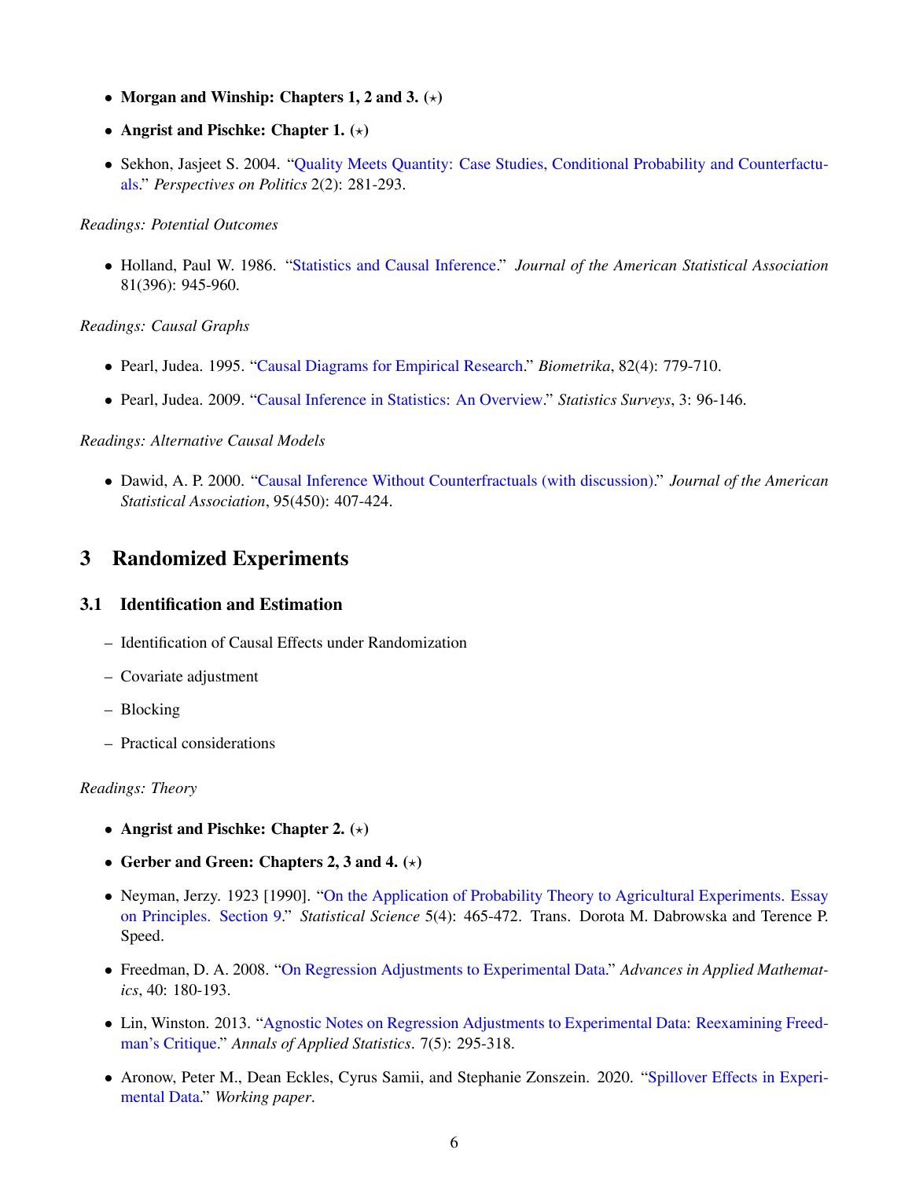- **Morgan and Winship: Chapters 1, 2 and 3. (⋆)**
- **Angrist and Pischke: Chapter 1. (⋆)**
- Sekhon, Jasjeet S. 2004. "Quality Meets Quantity: Case Studies, Conditional Probability and Counterfactuals." *Perspectives on Politics* 2(2): 281-293.

*Readings: Potential Outcomes*

- Holland, Paul W. 1986. "Statistics and Causal Inference." *Journal of the American Statistical Association* 81(396): 945-960.

*Readings: Causal Graphs*

- Pearl, Judea. 1995. "Causal Diagrams for Empirical Research." *Biometrika*, 82(4): 779-710.
- Pearl, Judea. 2009. "Causal Inference in Statistics: An Overview." *Statistics Surveys*, 3: 96-146.

*Readings: Alternative Causal Models*

- Dawid, A. P. 2000. "Causal Inference Without Counterfractuals (with discussion)." *Journal of the American Statistical Association*, 95(450): 407-424.

## 3 Randomized Experiments

### 3.1 Identification and Estimation

- Identification of Causal Effects under Randomization
- Covariate adjustment
- Blocking
- Practical considerations

*Readings: Theory*

- **Angrist and Pischke: Chapter 2. (⋆)**
- **Gerber and Green: Chapters 2, 3 and 4. (⋆)**
- Neyman, Jerzy. 1923 [1990]. "On the Application of Probability Theory to Agricultural Experiments. Essay on Principles. Section 9." *Statistical Science* 5(4): 465-472. Trans. Dorota M. Dabrowska and Terence P. Speed.
- Freedman, D. A. 2008. "On Regression Adjustments to Experimental Data." *Advances in Applied Mathematics*, 40: 180-193.
- Lin, Winston. 2013. "Agnostic Notes on Regression Adjustments to Experimental Data: Reexamining Freedman's Critique." *Annals of Applied Statistics*. 7(5): 295-318.
- Aronow, Peter M., Dean Eckles, Cyrus Samii, and Stephanie Zonszein. 2020. "Spillover Effects in Experimental Data." *Working paper*.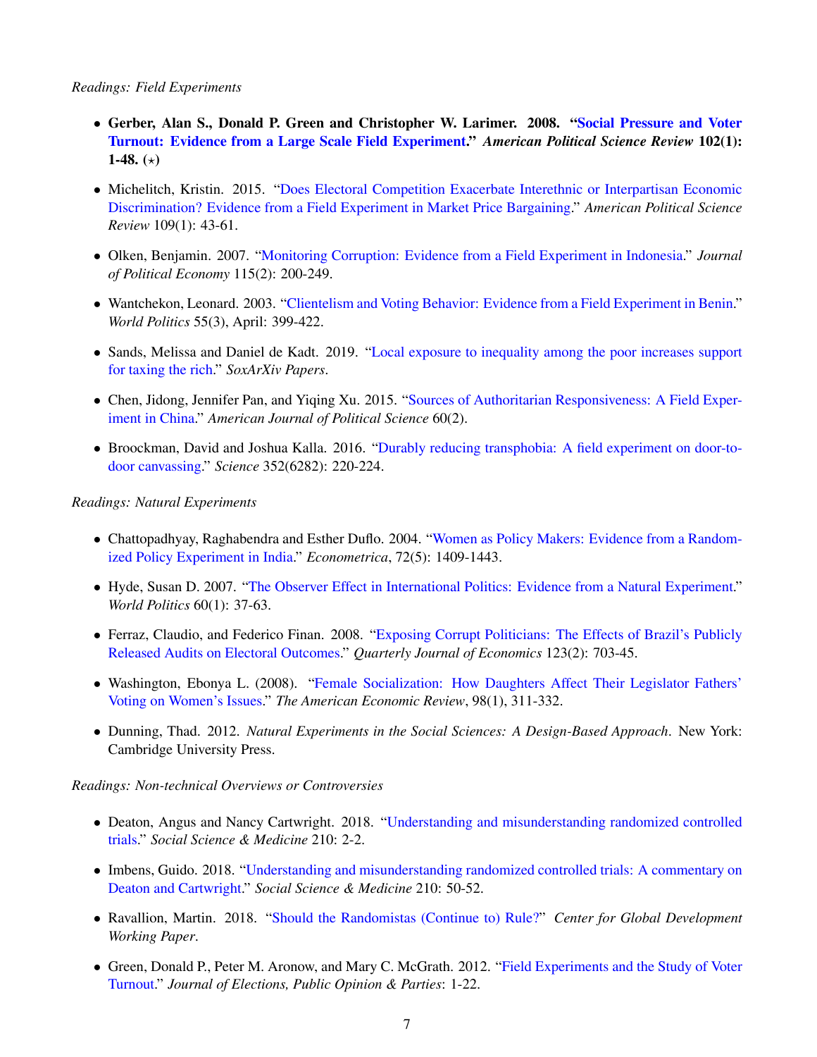*Readings: Field Experiments*

- **Gerber, Alan S., Donald P. Green and Christopher W. Larimer. 2008. "Social Pressure and Voter Turnout: Evidence from a Large Scale Field Experiment."** ***American Political Science Review*** **102(1): 1-48. (⋆)**
- Michelitch, Kristin. 2015. "Does Electoral Competition Exacerbate Interethnic or Interpartisan Economic Discrimination? Evidence from a Field Experiment in Market Price Bargaining." *American Political Science Review* 109(1): 43-61.
- Olken, Benjamin. 2007. "Monitoring Corruption: Evidence from a Field Experiment in Indonesia." *Journal of Political Economy* 115(2): 200-249.
- Wantchekon, Leonard. 2003. "Clientelism and Voting Behavior: Evidence from a Field Experiment in Benin." *World Politics* 55(3), April: 399-422.
- Sands, Melissa and Daniel de Kadt. 2019. "Local exposure to inequality among the poor increases support for taxing the rich." *SoxArXiv Papers*.
- Chen, Jidong, Jennifer Pan, and Yiqing Xu. 2015. "Sources of Authoritarian Responsiveness: A Field Experiment in China." *American Journal of Political Science* 60(2).
- Broockman, David and Joshua Kalla. 2016. "Durably reducing transphobia: A field experiment on door-to-door canvassing." *Science* 352(6282): 220-224.

*Readings: Natural Experiments*

- Chattopadhyay, Raghabendra and Esther Duflo. 2004. "Women as Policy Makers: Evidence from a Randomized Policy Experiment in India." *Econometrica*, 72(5): 1409-1443.
- Hyde, Susan D. 2007. "The Observer Effect in International Politics: Evidence from a Natural Experiment." *World Politics* 60(1): 37-63.
- Ferraz, Claudio, and Federico Finan. 2008. "Exposing Corrupt Politicians: The Effects of Brazil's Publicly Released Audits on Electoral Outcomes." *Quarterly Journal of Economics* 123(2): 703-45.
- Washington, Ebonya L. (2008). "Female Socialization: How Daughters Affect Their Legislator Fathers' Voting on Women's Issues." *The American Economic Review*, 98(1), 311-332.
- Dunning, Thad. 2012. *Natural Experiments in the Social Sciences: A Design-Based Approach*. New York: Cambridge University Press.

*Readings: Non-technical Overviews or Controversies*

- Deaton, Angus and Nancy Cartwright. 2018. "Understanding and misunderstanding randomized controlled trials." *Social Science & Medicine* 210: 2-2.
- Imbens, Guido. 2018. "Understanding and misunderstanding randomized controlled trials: A commentary on Deaton and Cartwright." *Social Science & Medicine* 210: 50-52.
- Ravallion, Martin. 2018. "Should the Randomistas (Continue to) Rule?" *Center for Global Development Working Paper*.
- Green, Donald P., Peter M. Aronow, and Mary C. McGrath. 2012. "Field Experiments and the Study of Voter Turnout." *Journal of Elections, Public Opinion & Parties*: 1-22.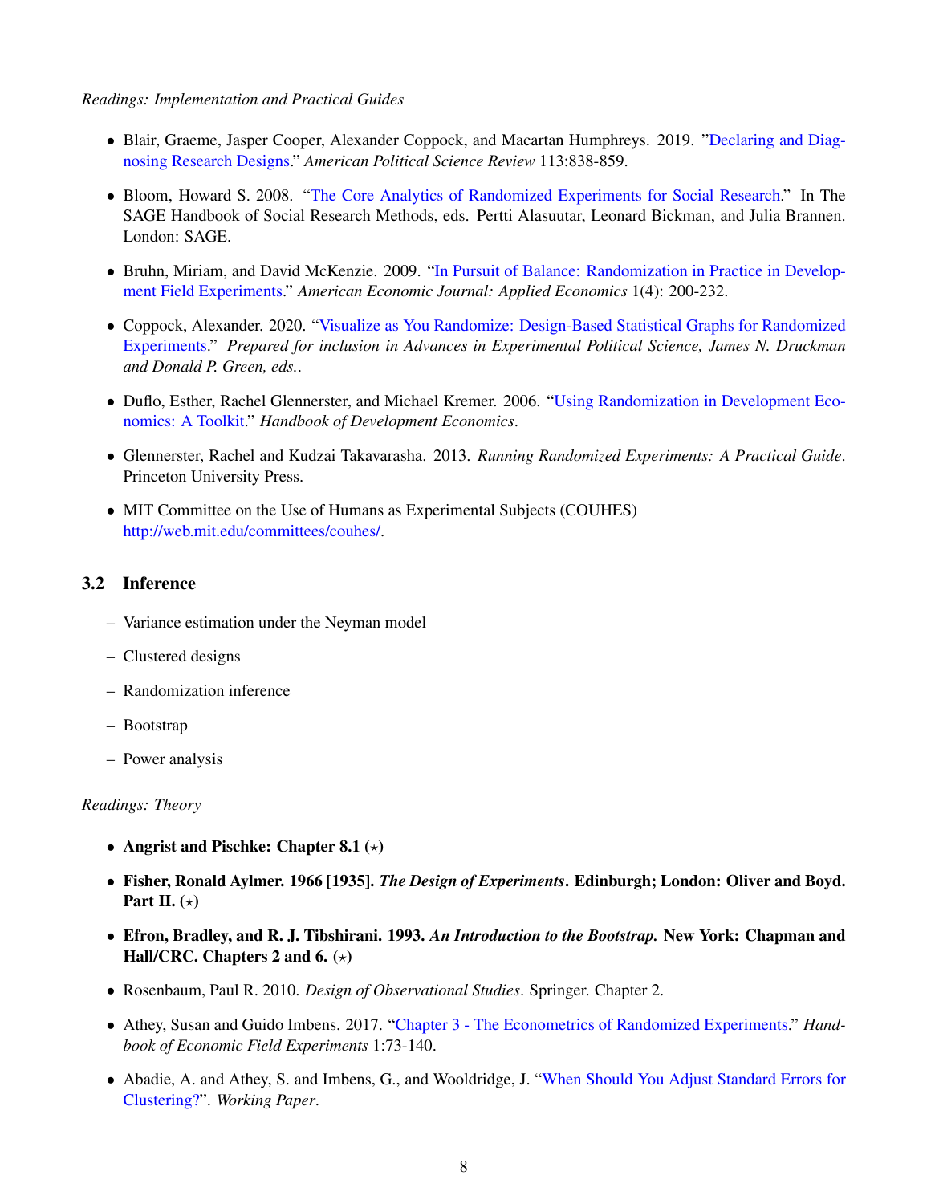*Readings: Implementation and Practical Guides*

- Blair, Graeme, Jasper Cooper, Alexander Coppock, and Macartan Humphreys. 2019. "Declaring and Diagnosing Research Designs." *American Political Science Review* 113:838-859.
- Bloom, Howard S. 2008. "The Core Analytics of Randomized Experiments for Social Research." In The SAGE Handbook of Social Research Methods, eds. Pertti Alasuutar, Leonard Bickman, and Julia Brannen. London: SAGE.
- Bruhn, Miriam, and David McKenzie. 2009. "In Pursuit of Balance: Randomization in Practice in Development Field Experiments." *American Economic Journal: Applied Economics* 1(4): 200-232.
- Coppock, Alexander. 2020. "Visualize as You Randomize: Design-Based Statistical Graphs for Randomized Experiments." *Prepared for inclusion in Advances in Experimental Political Science, James N. Druckman and Donald P. Green, eds.*.
- Duflo, Esther, Rachel Glennerster, and Michael Kremer. 2006. "Using Randomization in Development Economics: A Toolkit." *Handbook of Development Economics*.
- Glennerster, Rachel and Kudzai Takavarasha. 2013. *Running Randomized Experiments: A Practical Guide*. Princeton University Press.
- MIT Committee on the Use of Humans as Experimental Subjects (COUHES) http://web.mit.edu/committees/couhes/.

## 3.2 Inference

- Variance estimation under the Neyman model
- Clustered designs
- Randomization inference
- Bootstrap
- Power analysis

*Readings: Theory*

- **Angrist and Pischke: Chapter 8.1 (⋆)**
- **Fisher, Ronald Aylmer. 1966 [1935].** ***The Design of Experiments*****. Edinburgh; London: Oliver and Boyd. Part II. (⋆)**
- **Efron, Bradley, and R. J. Tibshirani. 1993.** ***An Introduction to the Bootstrap.*** **New York: Chapman and Hall/CRC. Chapters 2 and 6. (⋆)**
- Rosenbaum, Paul R. 2010. *Design of Observational Studies*. Springer. Chapter 2.
- Athey, Susan and Guido Imbens. 2017. "Chapter 3 - The Econometrics of Randomized Experiments." *Handbook of Economic Field Experiments* 1:73-140.
- Abadie, A. and Athey, S. and Imbens, G., and Wooldridge, J. "When Should You Adjust Standard Errors for Clustering?". *Working Paper*.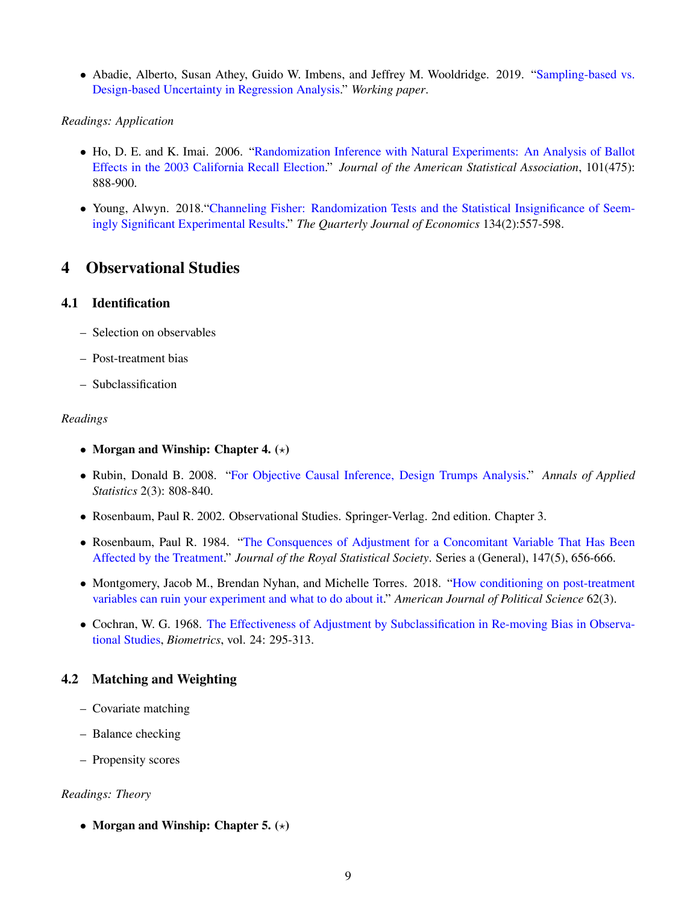- Abadie, Alberto, Susan Athey, Guido W. Imbens, and Jeffrey M. Wooldridge. 2019. "Sampling-based vs. Design-based Uncertainty in Regression Analysis." *Working paper*.

*Readings: Application*

- Ho, D. E. and K. Imai. 2006. "Randomization Inference with Natural Experiments: An Analysis of Ballot Effects in the 2003 California Recall Election." *Journal of the American Statistical Association*, 101(475): 888-900.
- Young, Alwyn. 2018."Channeling Fisher: Randomization Tests and the Statistical Insignificance of Seemingly Significant Experimental Results." *The Quarterly Journal of Economics* 134(2):557-598.

## 4 Observational Studies

### 4.1 Identification

- Selection on observables
- Post-treatment bias
- Subclassification

*Readings*

- **Morgan and Winship: Chapter 4. (⋆)**
- Rubin, Donald B. 2008. "For Objective Causal Inference, Design Trumps Analysis." *Annals of Applied Statistics* 2(3): 808-840.
- Rosenbaum, Paul R. 2002. Observational Studies. Springer-Verlag. 2nd edition. Chapter 3.
- Rosenbaum, Paul R. 1984. "The Consquences of Adjustment for a Concomitant Variable That Has Been Affected by the Treatment." *Journal of the Royal Statistical Society*. Series a (General), 147(5), 656-666.
- Montgomery, Jacob M., Brendan Nyhan, and Michelle Torres. 2018. "How conditioning on post-treatment variables can ruin your experiment and what to do about it." *American Journal of Political Science* 62(3).
- Cochran, W. G. 1968. The Effectiveness of Adjustment by Subclassification in Re-moving Bias in Observational Studies, *Biometrics*, vol. 24: 295-313.

### 4.2 Matching and Weighting

- Covariate matching
- Balance checking
- Propensity scores

*Readings: Theory*

- **Morgan and Winship: Chapter 5. (⋆)**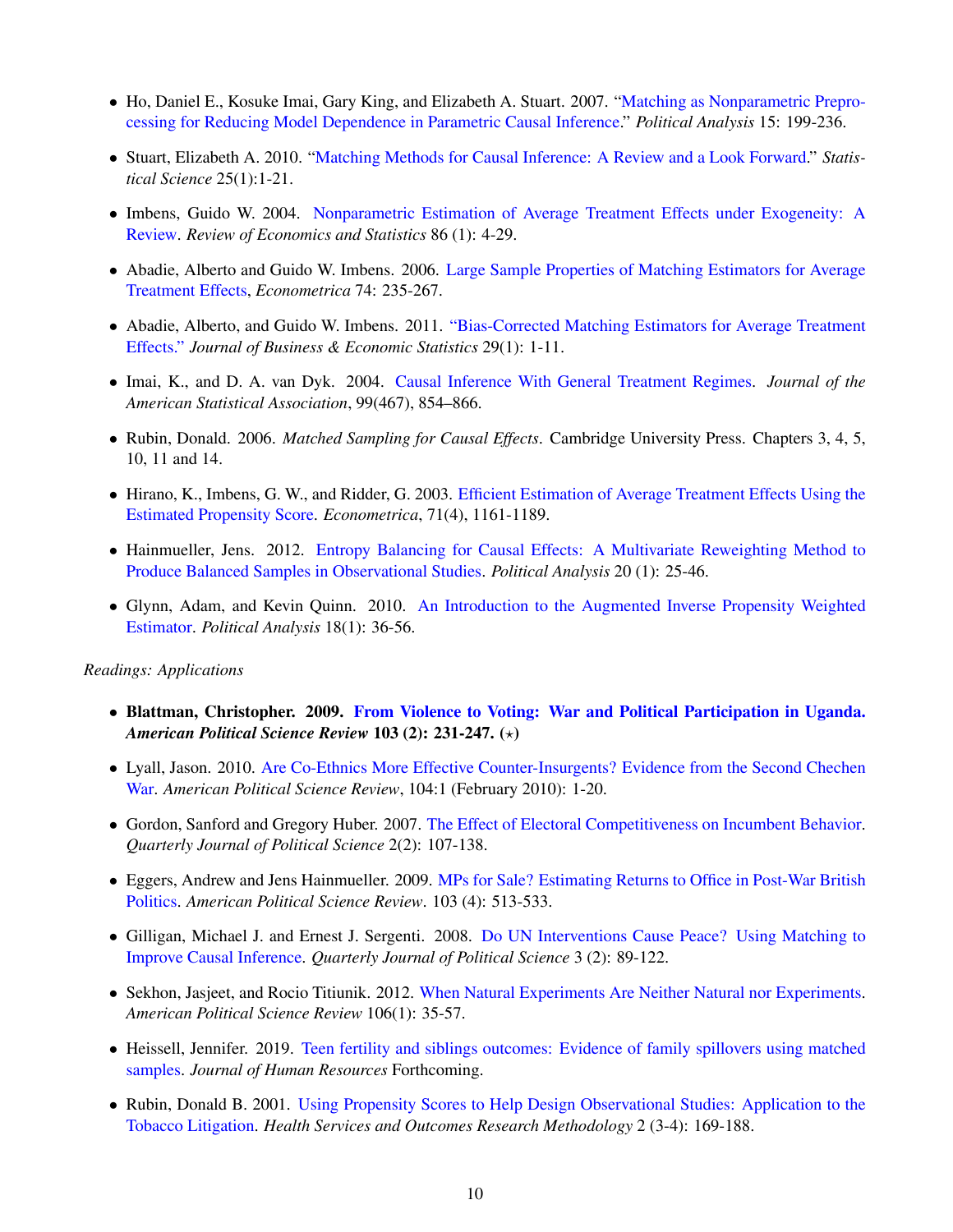- Ho, Daniel E., Kosuke Imai, Gary King, and Elizabeth A. Stuart. 2007. "Matching as Nonparametric Preprocessing for Reducing Model Dependence in Parametric Causal Inference." *Political Analysis* 15: 199-236.
- Stuart, Elizabeth A. 2010. "Matching Methods for Causal Inference: A Review and a Look Forward." *Statistical Science* 25(1):1-21.
- Imbens, Guido W. 2004. Nonparametric Estimation of Average Treatment Effects under Exogeneity: A Review. *Review of Economics and Statistics* 86 (1): 4-29.
- Abadie, Alberto and Guido W. Imbens. 2006. Large Sample Properties of Matching Estimators for Average Treatment Effects, *Econometrica* 74: 235-267.
- Abadie, Alberto, and Guido W. Imbens. 2011. "Bias-Corrected Matching Estimators for Average Treatment Effects." *Journal of Business & Economic Statistics* 29(1): 1-11.
- Imai, K., and D. A. van Dyk. 2004. Causal Inference With General Treatment Regimes. *Journal of the American Statistical Association*, 99(467), 854–866.
- Rubin, Donald. 2006. *Matched Sampling for Causal Effects*. Cambridge University Press. Chapters 3, 4, 5, 10, 11 and 14.
- Hirano, K., Imbens, G. W., and Ridder, G. 2003. Efficient Estimation of Average Treatment Effects Using the Estimated Propensity Score. *Econometrica*, 71(4), 1161-1189.
- Hainmueller, Jens. 2012. Entropy Balancing for Causal Effects: A Multivariate Reweighting Method to Produce Balanced Samples in Observational Studies. *Political Analysis* 20 (1): 25-46.
- Glynn, Adam, and Kevin Quinn. 2010. An Introduction to the Augmented Inverse Propensity Weighted Estimator. *Political Analysis* 18(1): 36-56.

*Readings: Applications*

- **Blattman, Christopher. 2009. From Violence to Voting: War and Political Participation in Uganda. *American Political Science Review* 103 (2): 231-247. (⋆)**
- Lyall, Jason. 2010. Are Co-Ethnics More Effective Counter-Insurgents? Evidence from the Second Chechen War. *American Political Science Review*, 104:1 (February 2010): 1-20.
- Gordon, Sanford and Gregory Huber. 2007. The Effect of Electoral Competitiveness on Incumbent Behavior. *Quarterly Journal of Political Science* 2(2): 107-138.
- Eggers, Andrew and Jens Hainmueller. 2009. MPs for Sale? Estimating Returns to Office in Post-War British Politics. *American Political Science Review*. 103 (4): 513-533.
- Gilligan, Michael J. and Ernest J. Sergenti. 2008. Do UN Interventions Cause Peace? Using Matching to Improve Causal Inference. *Quarterly Journal of Political Science* 3 (2): 89-122.
- Sekhon, Jasjeet, and Rocio Titiunik. 2012. When Natural Experiments Are Neither Natural nor Experiments. *American Political Science Review* 106(1): 35-57.
- Heissell, Jennifer. 2019. Teen fertility and siblings outcomes: Evidence of family spillovers using matched samples. *Journal of Human Resources* Forthcoming.
- Rubin, Donald B. 2001. Using Propensity Scores to Help Design Observational Studies: Application to the Tobacco Litigation. *Health Services and Outcomes Research Methodology* 2 (3-4): 169-188.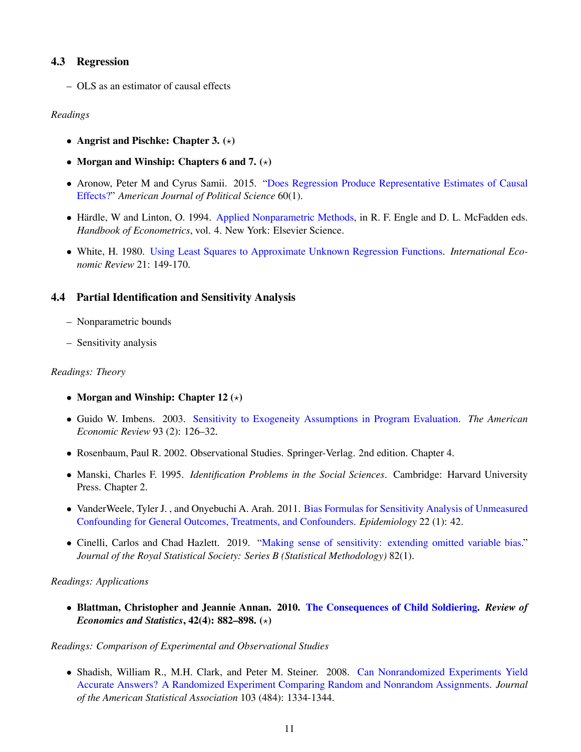### 4.3 Regression

- OLS as an estimator of causal effects

*Readings*

- **Angrist and Pischke: Chapter 3. (⋆)**
- **Morgan and Winship: Chapters 6 and 7. (⋆)**
- Aronow, Peter M and Cyrus Samii. 2015. "Does Regression Produce Representative Estimates of Causal Effects?" *American Journal of Political Science* 60(1).
- Härdle, W and Linton, O. 1994. Applied Nonparametric Methods, in R. F. Engle and D. L. McFadden eds. *Handbook of Econometrics*, vol. 4. New York: Elsevier Science.
- White, H. 1980. Using Least Squares to Approximate Unknown Regression Functions. *International Economic Review* 21: 149-170.

### 4.4 Partial Identification and Sensitivity Analysis

- Nonparametric bounds
- Sensitivity analysis

*Readings: Theory*

- **Morgan and Winship: Chapter 12 (⋆)**
- Guido W. Imbens. 2003. Sensitivity to Exogeneity Assumptions in Program Evaluation. *The American Economic Review* 93 (2): 126–32.
- Rosenbaum, Paul R. 2002. Observational Studies. Springer-Verlag. 2nd edition. Chapter 4.
- Manski, Charles F. 1995. *Identification Problems in the Social Sciences*. Cambridge: Harvard University Press. Chapter 2.
- VanderWeele, Tyler J. , and Onyebuchi A. Arah. 2011. Bias Formulas for Sensitivity Analysis of Unmeasured Confounding for General Outcomes, Treatments, and Confounders. *Epidemiology* 22 (1): 42.
- Cinelli, Carlos and Chad Hazlett. 2019. "Making sense of sensitivity: extending omitted variable bias." *Journal of the Royal Statistical Society: Series B (Statistical Methodology)* 82(1).

*Readings: Applications*

- **Blattman, Christopher and Jeannie Annan. 2010. The Consequences of Child Soldiering. *Review of Economics and Statistics*, 42(4): 882–898. (⋆)**

*Readings: Comparison of Experimental and Observational Studies*

- Shadish, William R., M.H. Clark, and Peter M. Steiner. 2008. Can Nonrandomized Experiments Yield Accurate Answers? A Randomized Experiment Comparing Random and Nonrandom Assignments. *Journal of the American Statistical Association* 103 (484): 1334-1344.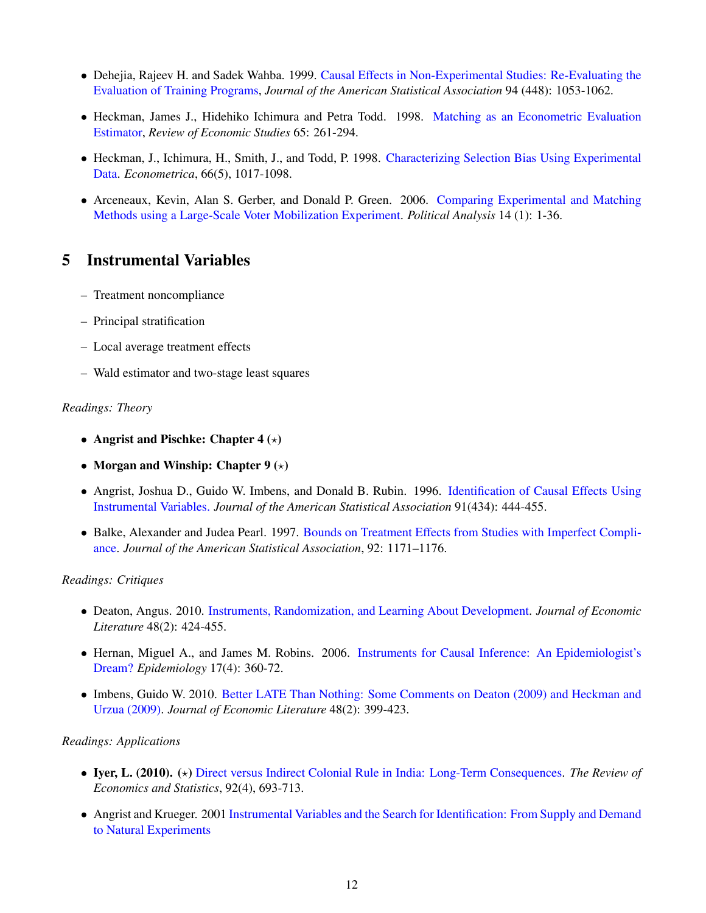- Dehejia, Rajeev H. and Sadek Wahba. 1999. Causal Effects in Non-Experimental Studies: Re-Evaluating the Evaluation of Training Programs, *Journal of the American Statistical Association* 94 (448): 1053-1062.

- Heckman, James J., Hidehiko Ichimura and Petra Todd. 1998. Matching as an Econometric Evaluation Estimator, *Review of Economic Studies* 65: 261-294.

- Heckman, J., Ichimura, H., Smith, J., and Todd, P. 1998. Characterizing Selection Bias Using Experimental Data. *Econometrica*, 66(5), 1017-1098.

- Arceneaux, Kevin, Alan S. Gerber, and Donald P. Green. 2006. Comparing Experimental and Matching Methods using a Large-Scale Voter Mobilization Experiment. *Political Analysis* 14 (1): 1-36.

## 5 Instrumental Variables

- Treatment noncompliance
- Principal stratification
- Local average treatment effects
- Wald estimator and two-stage least squares

*Readings: Theory*

- **Angrist and Pischke: Chapter 4 (⋆)**

- **Morgan and Winship: Chapter 9 (⋆)**

- Angrist, Joshua D., Guido W. Imbens, and Donald B. Rubin. 1996. Identification of Causal Effects Using Instrumental Variables. *Journal of the American Statistical Association* 91(434): 444-455.

- Balke, Alexander and Judea Pearl. 1997. Bounds on Treatment Effects from Studies with Imperfect Compliance. *Journal of the American Statistical Association*, 92: 1171–1176.

*Readings: Critiques*

- Deaton, Angus. 2010. Instruments, Randomization, and Learning About Development. *Journal of Economic Literature* 48(2): 424-455.

- Hernan, Miguel A., and James M. Robins. 2006. Instruments for Causal Inference: An Epidemiologist's Dream? *Epidemiology* 17(4): 360-72.

- Imbens, Guido W. 2010. Better LATE Than Nothing: Some Comments on Deaton (2009) and Heckman and Urzua (2009). *Journal of Economic Literature* 48(2): 399-423.

*Readings: Applications*

- **Iyer, L. (2010). (⋆)** Direct versus Indirect Colonial Rule in India: Long-Term Consequences. *The Review of Economics and Statistics*, 92(4), 693-713.

- Angrist and Krueger. 2001 Instrumental Variables and the Search for Identification: From Supply and Demand to Natural Experiments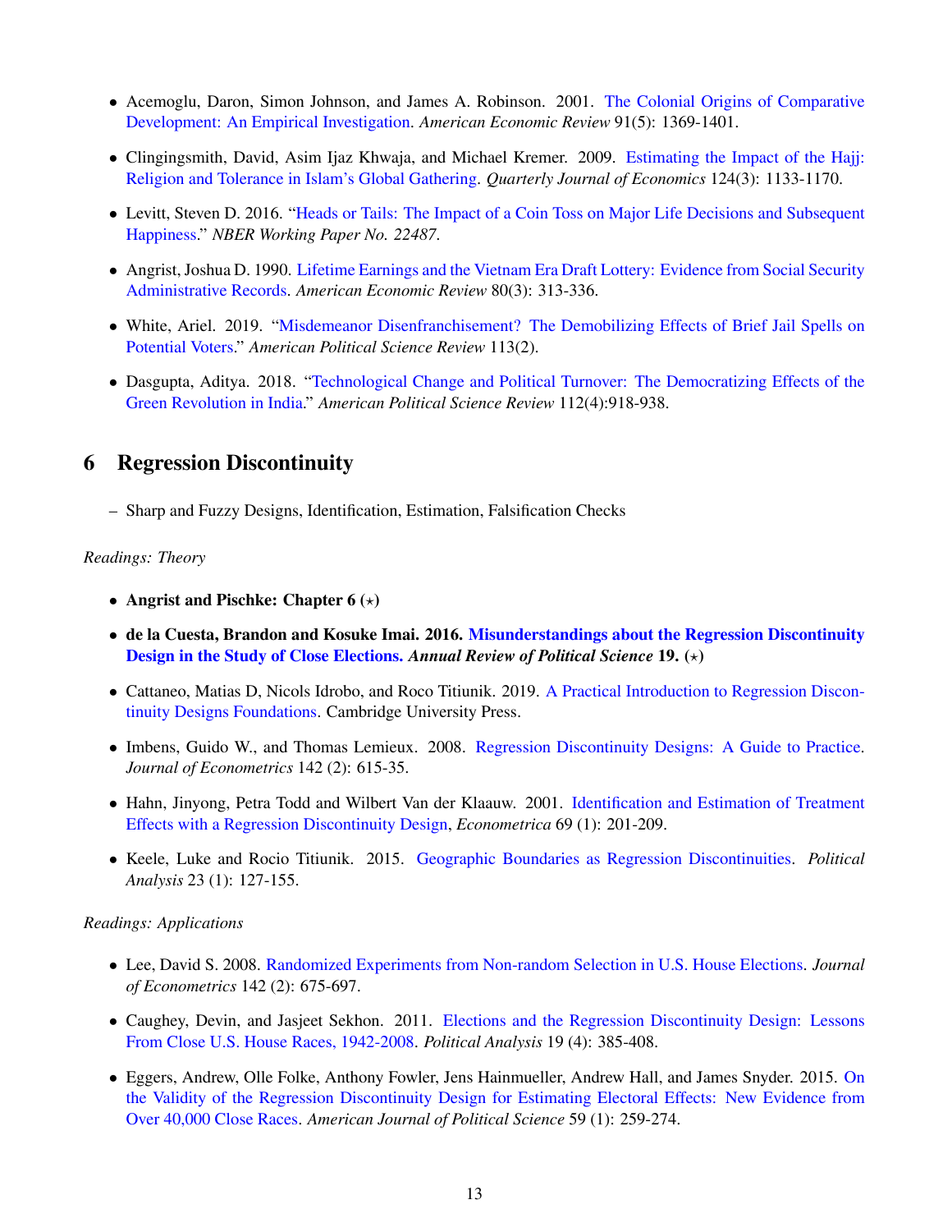- Acemoglu, Daron, Simon Johnson, and James A. Robinson. 2001. The Colonial Origins of Comparative Development: An Empirical Investigation. *American Economic Review* 91(5): 1369-1401.

- Clingingsmith, David, Asim Ijaz Khwaja, and Michael Kremer. 2009. Estimating the Impact of the Hajj: Religion and Tolerance in Islam's Global Gathering. *Quarterly Journal of Economics* 124(3): 1133-1170.

- Levitt, Steven D. 2016. "Heads or Tails: The Impact of a Coin Toss on Major Life Decisions and Subsequent Happiness." *NBER Working Paper No. 22487*.

- Angrist, Joshua D. 1990. Lifetime Earnings and the Vietnam Era Draft Lottery: Evidence from Social Security Administrative Records. *American Economic Review* 80(3): 313-336.

- White, Ariel. 2019. "Misdemeanor Disenfranchisement? The Demobilizing Effects of Brief Jail Spells on Potential Voters." *American Political Science Review* 113(2).

- Dasgupta, Aditya. 2018. "Technological Change and Political Turnover: The Democratizing Effects of the Green Revolution in India." *American Political Science Review* 112(4):918-938.

# 6 Regression Discontinuity

- Sharp and Fuzzy Designs, Identification, Estimation, Falsification Checks

*Readings: Theory*

- **Angrist and Pischke: Chapter 6 (⋆)**

- **de la Cuesta, Brandon and Kosuke Imai. 2016. Misunderstandings about the Regression Discontinuity Design in the Study of Close Elections. *Annual Review of Political Science* 19. (⋆)**

- Cattaneo, Matias D, Nicols Idrobo, and Roco Titiunik. 2019. A Practical Introduction to Regression Discontinuity Designs Foundations. Cambridge University Press.

- Imbens, Guido W., and Thomas Lemieux. 2008. Regression Discontinuity Designs: A Guide to Practice. *Journal of Econometrics* 142 (2): 615-35.

- Hahn, Jinyong, Petra Todd and Wilbert Van der Klaauw. 2001. Identification and Estimation of Treatment Effects with a Regression Discontinuity Design, *Econometrica* 69 (1): 201-209.

- Keele, Luke and Rocio Titiunik. 2015. Geographic Boundaries as Regression Discontinuities. *Political Analysis* 23 (1): 127-155.

*Readings: Applications*

- Lee, David S. 2008. Randomized Experiments from Non-random Selection in U.S. House Elections. *Journal of Econometrics* 142 (2): 675-697.

- Caughey, Devin, and Jasjeet Sekhon. 2011. Elections and the Regression Discontinuity Design: Lessons From Close U.S. House Races, 1942-2008. *Political Analysis* 19 (4): 385-408.

- Eggers, Andrew, Olle Folke, Anthony Fowler, Jens Hainmueller, Andrew Hall, and James Snyder. 2015. On the Validity of the Regression Discontinuity Design for Estimating Electoral Effects: New Evidence from Over 40,000 Close Races. *American Journal of Political Science* 59 (1): 259-274.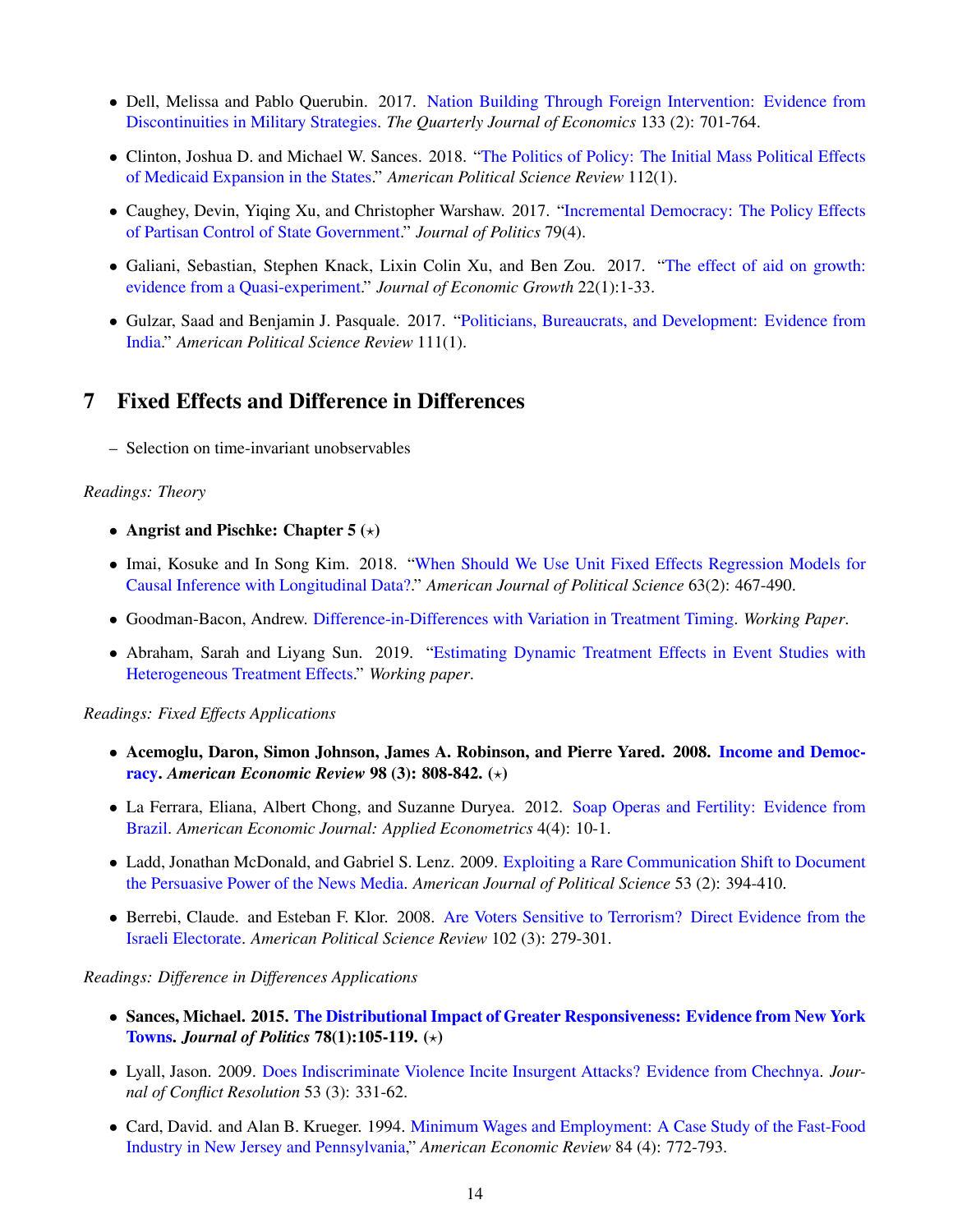- Dell, Melissa and Pablo Querubin. 2017. Nation Building Through Foreign Intervention: Evidence from Discontinuities in Military Strategies. *The Quarterly Journal of Economics* 133 (2): 701-764.
- Clinton, Joshua D. and Michael W. Sances. 2018. "The Politics of Policy: The Initial Mass Political Effects of Medicaid Expansion in the States." *American Political Science Review* 112(1).
- Caughey, Devin, Yiqing Xu, and Christopher Warshaw. 2017. "Incremental Democracy: The Policy Effects of Partisan Control of State Government." *Journal of Politics* 79(4).
- Galiani, Sebastian, Stephen Knack, Lixin Colin Xu, and Ben Zou. 2017. "The effect of aid on growth: evidence from a Quasi-experiment." *Journal of Economic Growth* 22(1):1-33.
- Gulzar, Saad and Benjamin J. Pasquale. 2017. "Politicians, Bureaucrats, and Development: Evidence from India." *American Political Science Review* 111(1).

## 7 Fixed Effects and Difference in Differences

– Selection on time-invariant unobservables

*Readings: Theory*

- **Angrist and Pischke: Chapter 5 (⋆)**
- Imai, Kosuke and In Song Kim. 2018. "When Should We Use Unit Fixed Effects Regression Models for Causal Inference with Longitudinal Data?." *American Journal of Political Science* 63(2): 467-490.
- Goodman-Bacon, Andrew. Difference-in-Differences with Variation in Treatment Timing. *Working Paper*.
- Abraham, Sarah and Liyang Sun. 2019. "Estimating Dynamic Treatment Effects in Event Studies with Heterogeneous Treatment Effects." *Working paper*.

*Readings: Fixed Effects Applications*

- **Acemoglu, Daron, Simon Johnson, James A. Robinson, and Pierre Yared. 2008. Income and Democracy. *American Economic Review* 98 (3): 808-842. (⋆)**
- La Ferrara, Eliana, Albert Chong, and Suzanne Duryea. 2012. Soap Operas and Fertility: Evidence from Brazil. *American Economic Journal: Applied Econometrics* 4(4): 10-1.
- Ladd, Jonathan McDonald, and Gabriel S. Lenz. 2009. Exploiting a Rare Communication Shift to Document the Persuasive Power of the News Media. *American Journal of Political Science* 53 (2): 394-410.
- Berrebi, Claude. and Esteban F. Klor. 2008. Are Voters Sensitive to Terrorism? Direct Evidence from the Israeli Electorate. *American Political Science Review* 102 (3): 279-301.

*Readings: Difference in Differences Applications*

- **Sances, Michael. 2015. The Distributional Impact of Greater Responsiveness: Evidence from New York Towns. *Journal of Politics* 78(1):105-119. (⋆)**
- Lyall, Jason. 2009. Does Indiscriminate Violence Incite Insurgent Attacks? Evidence from Chechnya. *Journal of Conflict Resolution* 53 (3): 331-62.
- Card, David. and Alan B. Krueger. 1994. Minimum Wages and Employment: A Case Study of the Fast-Food Industry in New Jersey and Pennsylvania," *American Economic Review* 84 (4): 772-793.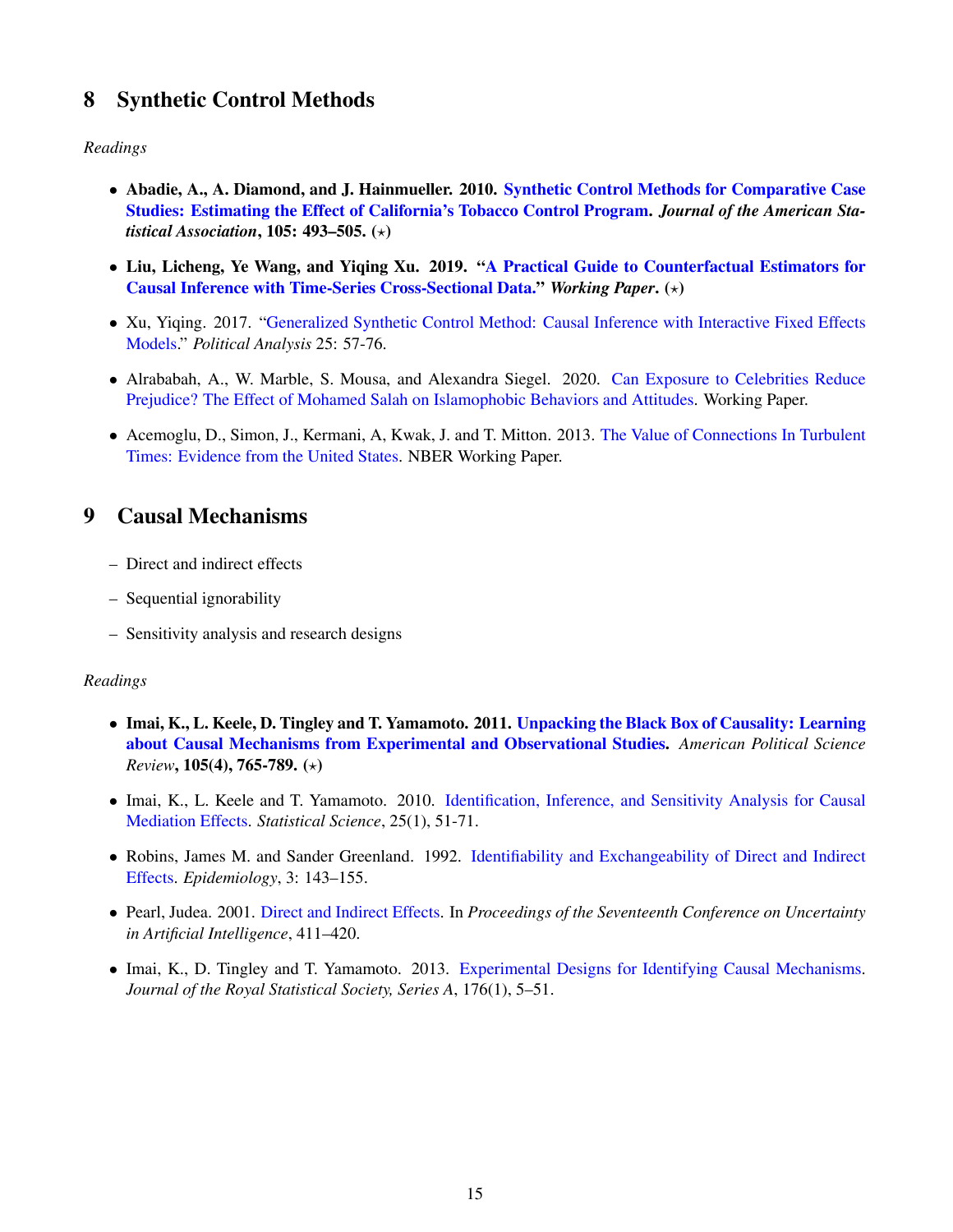## 8 Synthetic Control Methods

*Readings*

- **Abadie, A., A. Diamond, and J. Hainmueller. 2010. Synthetic Control Methods for Comparative Case Studies: Estimating the Effect of California's Tobacco Control Program. *Journal of the American Statistical Association*, 105: 493–505. (⋆)**
- **Liu, Licheng, Ye Wang, and Yiqing Xu. 2019. "A Practical Guide to Counterfactual Estimators for Causal Inference with Time-Series Cross-Sectional Data." *Working Paper*. (⋆)**
- Xu, Yiqing. 2017. "Generalized Synthetic Control Method: Causal Inference with Interactive Fixed Effects Models." *Political Analysis* 25: 57-76.
- Alrababah, A., W. Marble, S. Mousa, and Alexandra Siegel. 2020. Can Exposure to Celebrities Reduce Prejudice? The Effect of Mohamed Salah on Islamophobic Behaviors and Attitudes. Working Paper.
- Acemoglu, D., Simon, J., Kermani, A, Kwak, J. and T. Mitton. 2013. The Value of Connections In Turbulent Times: Evidence from the United States. NBER Working Paper.

## 9 Causal Mechanisms

- Direct and indirect effects
- Sequential ignorability
- Sensitivity analysis and research designs

*Readings*

- **Imai, K., L. Keele, D. Tingley and T. Yamamoto. 2011. Unpacking the Black Box of Causality: Learning about Causal Mechanisms from Experimental and Observational Studies. *American Political Science Review*, 105(4), 765-789. (⋆)**
- Imai, K., L. Keele and T. Yamamoto. 2010. Identification, Inference, and Sensitivity Analysis for Causal Mediation Effects. *Statistical Science*, 25(1), 51-71.
- Robins, James M. and Sander Greenland. 1992. Identifiability and Exchangeability of Direct and Indirect Effects. *Epidemiology*, 3: 143–155.
- Pearl, Judea. 2001. Direct and Indirect Effects. In *Proceedings of the Seventeenth Conference on Uncertainty in Artificial Intelligence*, 411–420.
- Imai, K., D. Tingley and T. Yamamoto. 2013. Experimental Designs for Identifying Causal Mechanisms. *Journal of the Royal Statistical Society, Series A*, 176(1), 5–51.